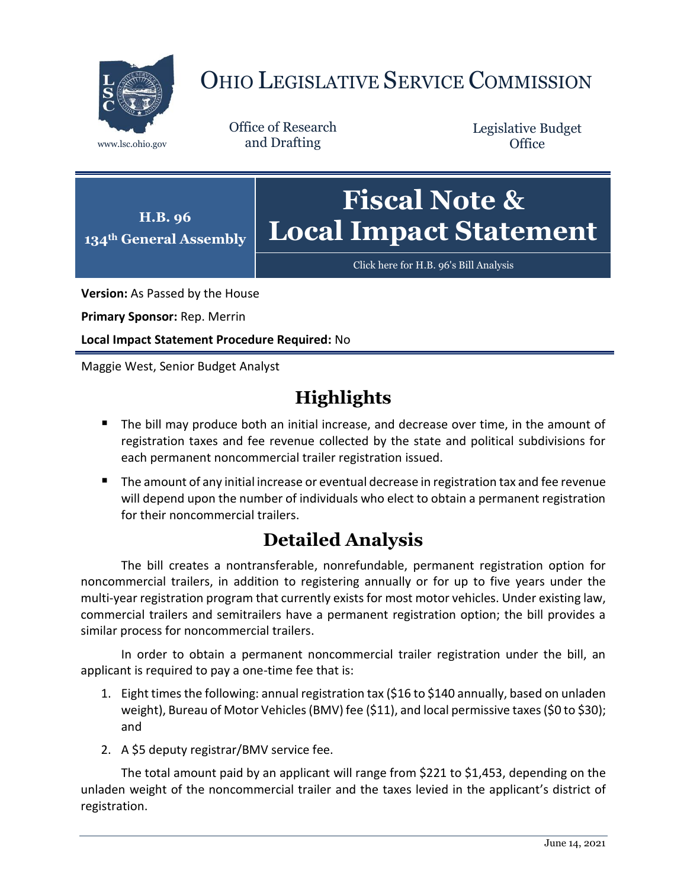# OHIO LEGISLATIVE SERVICE COMMISSION

www.lsc.ohio.gov

Office of Research and Drafting

Legislative Budget Office

**H.B. 96**
**134th General Assembly**

# Fiscal Note & Local Impact Statement

Click here for H.B. 96's Bill Analysis

**Version:** As Passed by the House

**Primary Sponsor:** Rep. Merrin

**Local Impact Statement Procedure Required:** No

Maggie West, Senior Budget Analyst

## Highlights

- The bill may produce both an initial increase, and decrease over time, in the amount of registration taxes and fee revenue collected by the state and political subdivisions for each permanent noncommercial trailer registration issued.
- The amount of any initial increase or eventual decrease in registration tax and fee revenue will depend upon the number of individuals who elect to obtain a permanent registration for their noncommercial trailers.

## Detailed Analysis

The bill creates a nontransferable, nonrefundable, permanent registration option for noncommercial trailers, in addition to registering annually or for up to five years under the multi-year registration program that currently exists for most motor vehicles. Under existing law, commercial trailers and semitrailers have a permanent registration option; the bill provides a similar process for noncommercial trailers.

In order to obtain a permanent noncommercial trailer registration under the bill, an applicant is required to pay a one-time fee that is:

1. Eight times the following: annual registration tax ($16 to $140 annually, based on unladen weight), Bureau of Motor Vehicles (BMV) fee ($11), and local permissive taxes ($0 to $30); and
2. A $5 deputy registrar/BMV service fee.

The total amount paid by an applicant will range from $221 to $1,453, depending on the unladen weight of the noncommercial trailer and the taxes levied in the applicant's district of registration.

June 14, 2021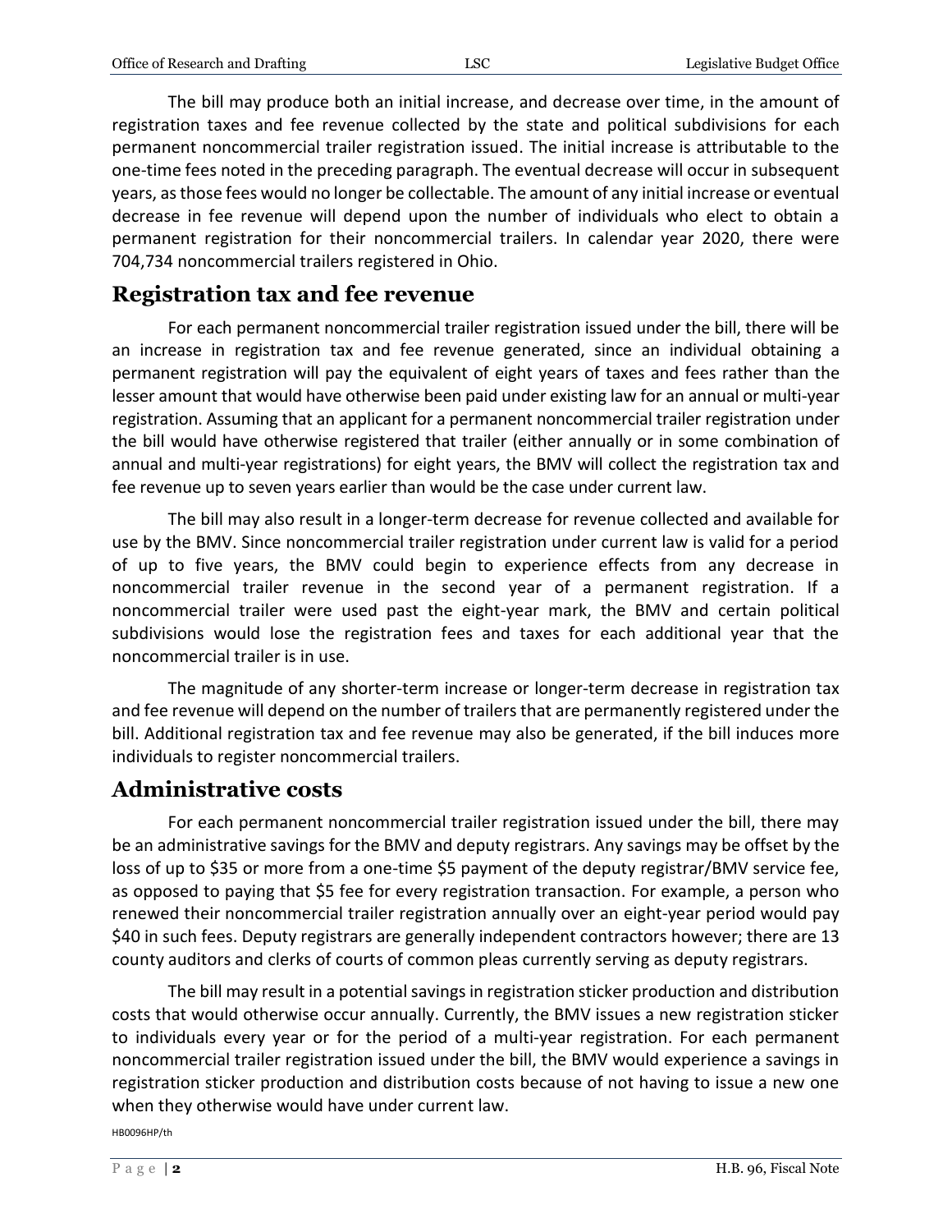The bill may produce both an initial increase, and decrease over time, in the amount of registration taxes and fee revenue collected by the state and political subdivisions for each permanent noncommercial trailer registration issued. The initial increase is attributable to the one-time fees noted in the preceding paragraph. The eventual decrease will occur in subsequent years, as those fees would no longer be collectable. The amount of any initial increase or eventual decrease in fee revenue will depend upon the number of individuals who elect to obtain a permanent registration for their noncommercial trailers. In calendar year 2020, there were 704,734 noncommercial trailers registered in Ohio.

## Registration tax and fee revenue

For each permanent noncommercial trailer registration issued under the bill, there will be an increase in registration tax and fee revenue generated, since an individual obtaining a permanent registration will pay the equivalent of eight years of taxes and fees rather than the lesser amount that would have otherwise been paid under existing law for an annual or multi-year registration. Assuming that an applicant for a permanent noncommercial trailer registration under the bill would have otherwise registered that trailer (either annually or in some combination of annual and multi-year registrations) for eight years, the BMV will collect the registration tax and fee revenue up to seven years earlier than would be the case under current law.

The bill may also result in a longer-term decrease for revenue collected and available for use by the BMV. Since noncommercial trailer registration under current law is valid for a period of up to five years, the BMV could begin to experience effects from any decrease in noncommercial trailer revenue in the second year of a permanent registration. If a noncommercial trailer were used past the eight-year mark, the BMV and certain political subdivisions would lose the registration fees and taxes for each additional year that the noncommercial trailer is in use.

The magnitude of any shorter-term increase or longer-term decrease in registration tax and fee revenue will depend on the number of trailers that are permanently registered under the bill. Additional registration tax and fee revenue may also be generated, if the bill induces more individuals to register noncommercial trailers.

## Administrative costs

For each permanent noncommercial trailer registration issued under the bill, there may be an administrative savings for the BMV and deputy registrars. Any savings may be offset by the loss of up to $35 or more from a one-time $5 payment of the deputy registrar/BMV service fee, as opposed to paying that $5 fee for every registration transaction. For example, a person who renewed their noncommercial trailer registration annually over an eight-year period would pay $40 in such fees. Deputy registrars are generally independent contractors however; there are 13 county auditors and clerks of courts of common pleas currently serving as deputy registrars.

The bill may result in a potential savings in registration sticker production and distribution costs that would otherwise occur annually. Currently, the BMV issues a new registration sticker to individuals every year or for the period of a multi-year registration. For each permanent noncommercial trailer registration issued under the bill, the BMV would experience a savings in registration sticker production and distribution costs because of not having to issue a new one when they otherwise would have under current law.

HB0096HP/th